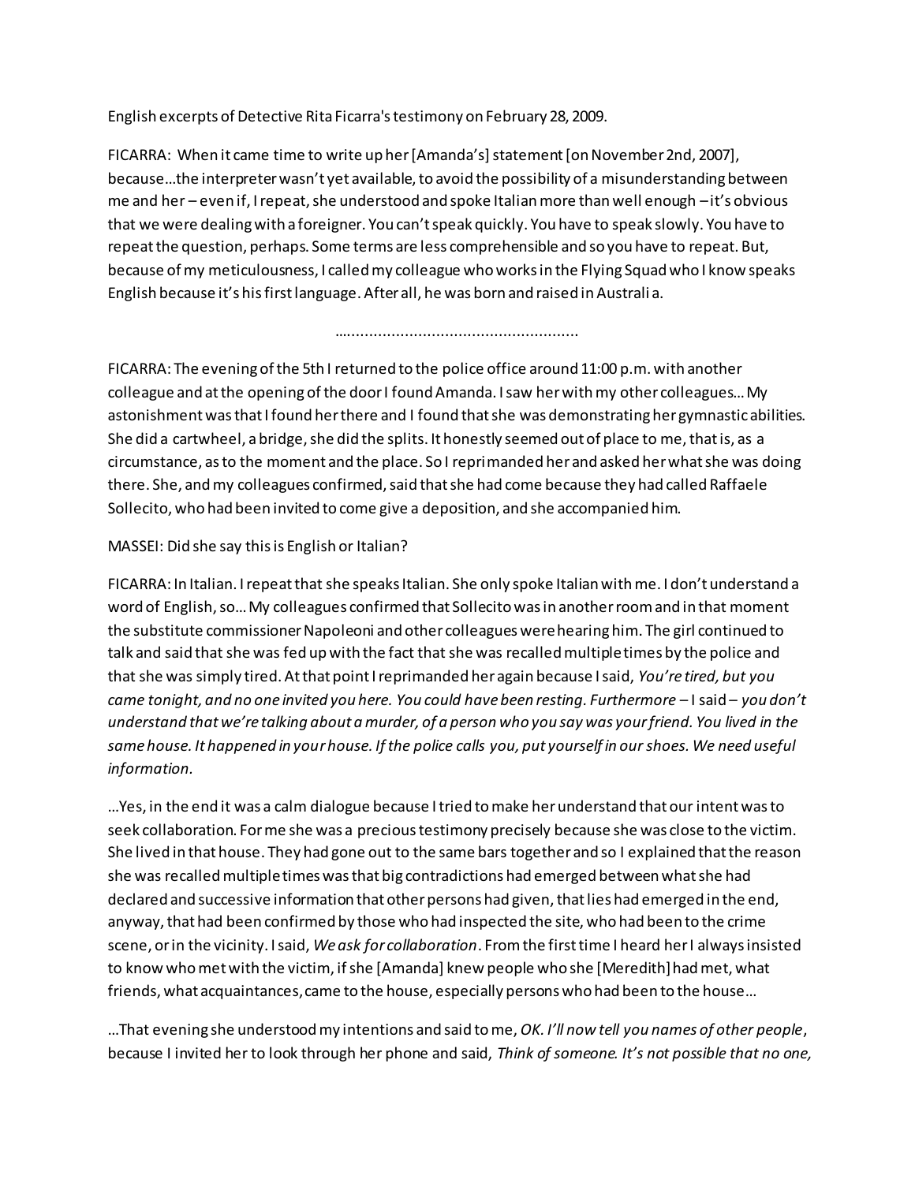English excerpts of Detective Rita Ficarra's testimony on February 28, 2009.

FICARRA: When it came time to write up her [Amanda's] statement [on November 2nd, 2007], because…the interpreter wasn't yet available, to avoid the possibility of a misunderstanding between me and her – even if, I repeat, she understood and spoke Italian more than well enough – it's obvious that we were dealing with a foreigner. You can't speak quickly. You have to speak slowly. You have to repeat the question, perhaps. Some terms are less comprehensible and so you have to repeat. But, because of my meticulousness, I called my colleague who works in the Flying Squad who I know speaks English because it's his first language. After all, he was born and raised in Australi a.

……………………………………………………

FICARRA: The evening of the 5th I returned to the police office around 11:00 p.m. with another colleague and at the opening of the door I found Amanda. I saw her with my other colleagues… My astonishment was that I found her there and I found that she was demonstrating her gymnastic abilities. She did a cartwheel, a bridge, she did the splits. It honestly seemed out of place to me, that is, as a circumstance, as to the moment and the place. So I reprimanded her and asked her what she was doing there. She, and my colleagues confirmed, said that she had come because they had called Raffaele Sollecito, who had been invited to come give a deposition, and she accompanied him.

MASSEI: Did she say this is English or Italian?

FICARRA: In Italian. I repeat that she speaks Italian. She only spoke Italian with me. I don't understand a word of English, so… My colleagues confirmed that Sollecito was in another room and in that moment the substitute commissioner Napoleoni and other colleagues were hearing him. The girl continued to talk and said that she was fed up with the fact that she was recalled multiple times by the police and that she was simply tired. At that point I reprimanded her again because I said, *You're tired, but you came tonight, and no one invited you here. You could have been resting. Furthermore* – I said – *you don't understand that we're talking about a murder, of a person who you say was your friend. You lived in the same house. It happened in your house. If the police calls you, put yourself in our shoes. We need useful information.*

…Yes, in the end it was a calm dialogue because I tried to make her understand that our intent was to seek collaboration. For me she was a precious testimony precisely because she was close to the victim. She lived in that house. They had gone out to the same bars together and so I explained that the reason she was recalled multiple times was that big contradictions had emerged between what she had declared and successive information that other persons had given, that lies had emerged in the end, anyway, that had been confirmed by those who had inspected the site, who had been to the crime scene, or in the vicinity. I said, *We ask for collaboration*. From the first time I heard her I always insisted to know who met with the victim, if she [Amanda] knew people who she [Meredith] had met, what friends, what acquaintances, came to the house, especially persons who had been to the house…

…That evening she understood my intentions and said to me, *OK. I'll now tell you names of other people*, because I invited her to look through her phone and said, *Think of someone. It's not possible that no one,*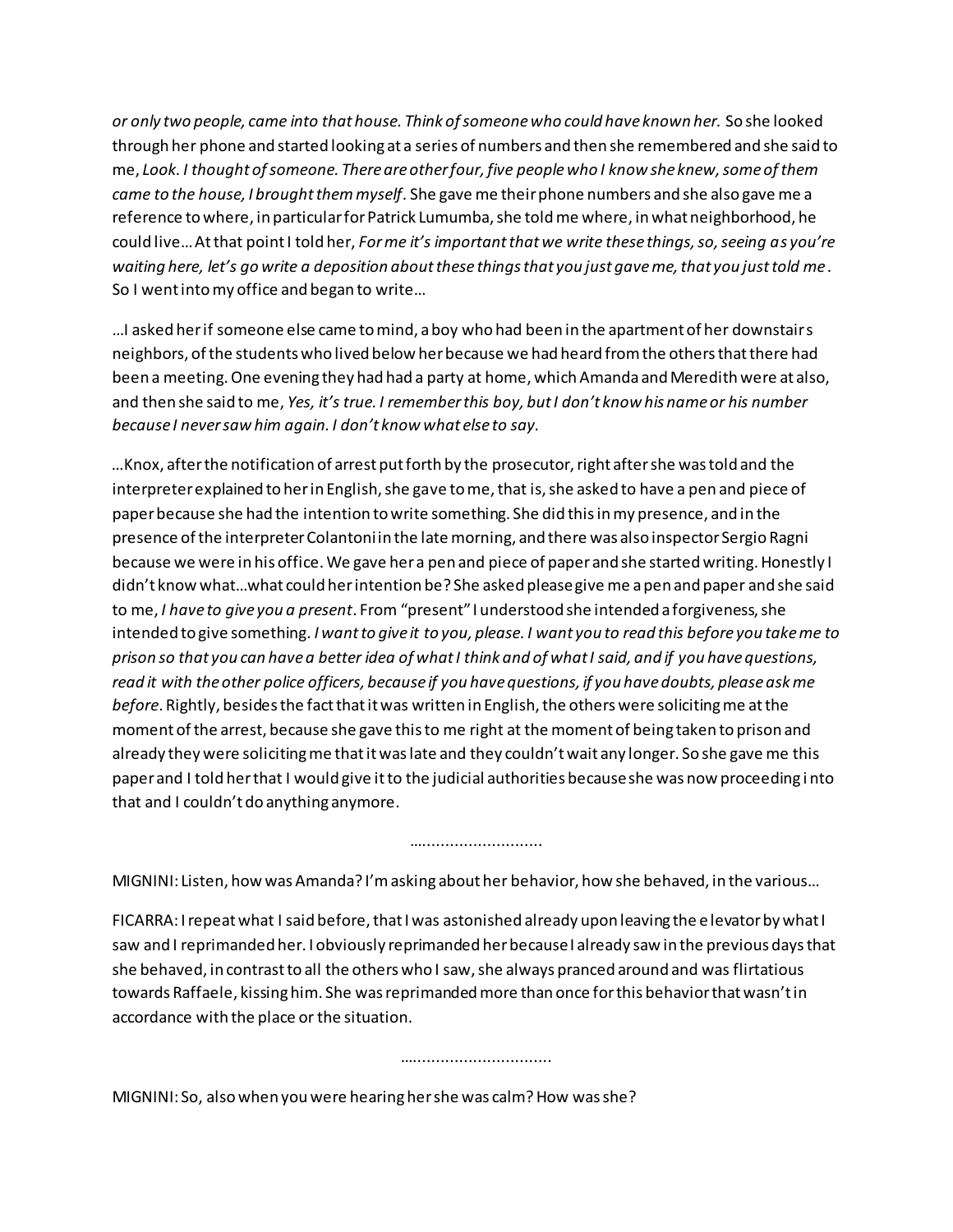*or only two people, came into that house. Think of someone who could have known her.* So she looked through her phone and started looking at a series of numbers and then she remembered and she said to me, *Look. I thought of someone. There are other four, five people who I know she knew, some of them came to the house, I brought them myself*. She gave me their phone numbers and she also gave me a reference to where, in particular for Patrick Lumumba, she told me where, in what neighborhood, he could live… At that point I told her, *For me it's important that we write these things, so, seeing as you're waiting here, let's go write a deposition about these things that you just gave me, that you just told me*. So I went into my office and began to write…

…I asked her if someone else came to mind, a boy who had been in the apartment of her downstairs neighbors, of the students who lived below her because we had heard from the others that there had been a meeting. One evening they had had a party at home, which Amanda and Meredith were at also, and then she said to me, *Yes, it's true. I remember this boy, but I don't know his name or his number because I never saw him again. I don't know what else to say.*

…Knox, after the notification of arrest put forth by the prosecutor, right after she was told and the interpreter explained to her in English, she gave to me, that is, she asked to have a pen and piece of paper because she had the intention to write something. She did this in my presence, and in the presence of the interpreter Colantoni in the late morning, and there was also inspector Sergio Ragni because we were in his office. We gave her a pen and piece of paper and she started writing. Honestly I didn't know what…what could her intention be? She asked please give me a pen and paper and she said to me, *I have to give you a present*. From "present" I understood she intended a forgiveness, she intended to give something. *I want to give it to you, please. I want you to read this before you take me to prison so that you can have a better idea of what I think and of what I said, and if you have questions, read it with the other police officers, because if you have questions, if you have doubts, please ask me before*. Rightly, besides the fact that it was written in English, the others were soliciting me at the moment of the arrest, because she gave this to me right at the moment of being taken to prison and already they were soliciting me that it was late and they couldn't wait any longer. So she gave me this paper and I told her that I would give it to the judicial authorities because she was now proceeding into that and I couldn't do anything anymore.

…………………………

MIGNINI: Listen, how was Amanda? I'm asking about her behavior, how she behaved, in the various…

FICARRA: I repeat what I said before, that I was astonished already upon leaving the elevator by what I saw and I reprimanded her. I obviously reprimanded her because I already saw in the previous days that she behaved, in contrast to all the others who I saw, she always pranced around and was flirtatious towards Raffaele, kissing him. She was reprimanded more than once for this behavior that wasn't in accordance with the place or the situation.

……………………………

MIGNINI: So, also when you were hearing her she was calm? How was she?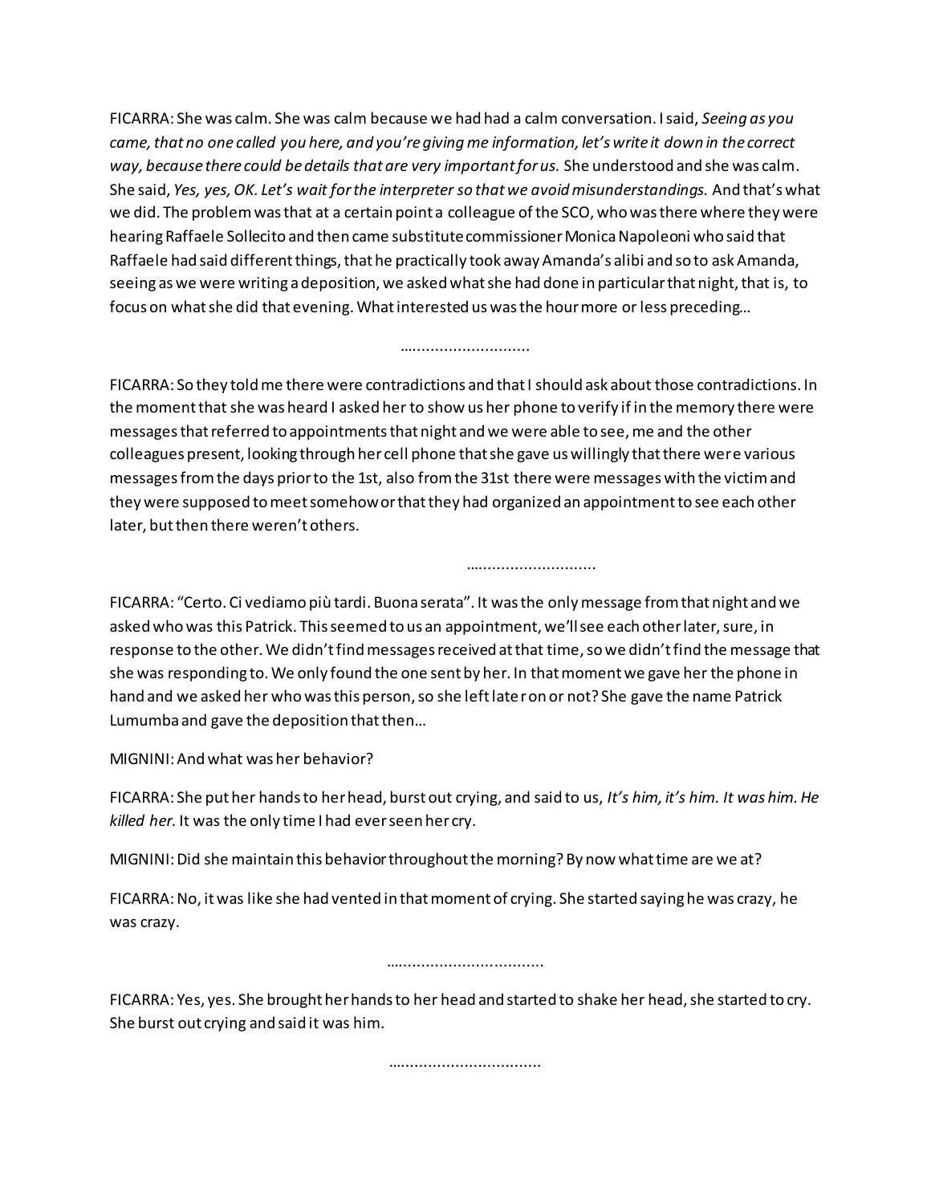FICARRA: She was calm. She was calm because we had had a calm conversation. I said, *Seeing as you came, that no one called you here, and you're giving me information, let's write it down in the correct way, because there could be details that are very important for us.* She understood and she was calm. She said, *Yes, yes, OK. Let's wait for the interpreter so that we avoid misunderstandings.* And that's what we did. The problem was that at a certain point a colleague of the SCO, who was there where they were hearing Raffaele Sollecito and then came substitute commissioner Monica Napoleoni who said that Raffaele had said different things, that he practically took away Amanda's alibi and so to ask Amanda, seeing as we were writing a deposition, we asked what she had done in particular that night, that is, to focus on what she did that evening. What interested us was the hour more or less preceding…

…..........................

FICARRA: So they told me there were contradictions and that I should ask about those contradictions. In the moment that she was heard I asked her to show us her phone to verify if in the memory there were messages that referred to appointments that night and we were able to see, me and the other colleagues present, looking through her cell phone that she gave us willingly that there were various messages from the days prior to the 1st, also from the 31st there were messages with the victim and they were supposed to meet somehow or that they had organized an appointment to see each other later, but then there weren't others.

…..........................

FICARRA: "Certo. Ci vediamo più tardi. Buona serata". It was the only message from that night and we asked who was this Patrick. This seemed to us an appointment, we'll see each other later, sure, in response to the other. We didn't find messages received at that time, so we didn't find the message that she was responding to. We only found the one sent by her. In that moment we gave her the phone in hand and we asked her who was this person, so she left later on or not? She gave the name Patrick Lumumba and gave the deposition that then…

MIGNINI: And what was her behavior?

FICARRA: She put her hands to her head, burst out crying, and said to us, *It's him, it's him. It was him. He killed her.* It was the only time I had ever seen her cry.

MIGNINI: Did she maintain this behavior throughout the morning? By now what time are we at?

FICARRA: No, it was like she had vented in that moment of crying. She started saying he was crazy, he was crazy.

…..............................

FICARRA: Yes, yes. She brought her hands to her head and started to shake her head, she started to cry. She burst out crying and said it was him.

…..............................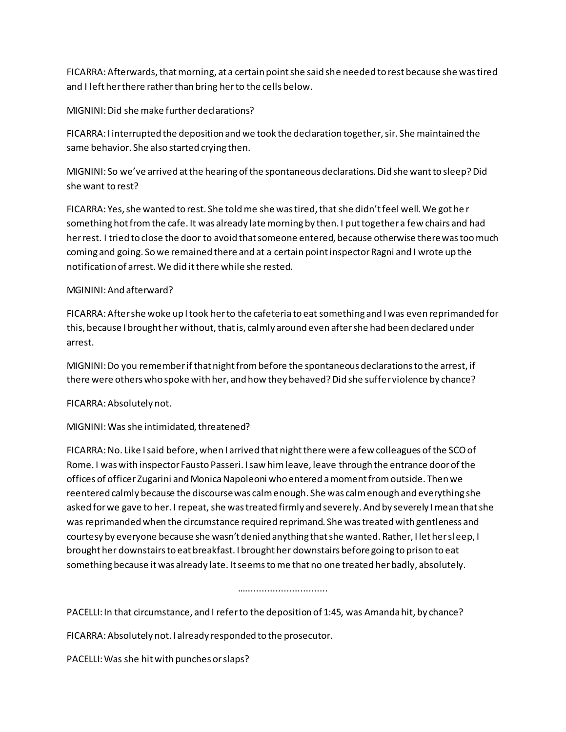FICARRA: Afterwards, that morning, at a certain point she said she needed to rest because she was tired and I left her there rather than bring her to the cells below.

MIGNINI: Did she make further declarations?

FICARRA: I interrupted the deposition and we took the declaration together, sir. She maintained the same behavior. She also started crying then.

MIGNINI: So we've arrived at the hearing of the spontaneous declarations. Did she want to sleep? Did she want to rest?

FICARRA: Yes, she wanted to rest. She told me she was tired, that she didn't feel well. We got her something hot from the cafe. It was already late morning by then. I put together a few chairs and had her rest. I tried to close the door to avoid that someone entered, because otherwise there was too much coming and going. So we remained there and at a certain point inspector Ragni and I wrote up the notification of arrest. We did it there while she rested.

MGININI: And afterward?

FICARRA: After she woke up I took her to the cafeteria to eat something and I was even reprimanded for this, because I brought her without, that is, calmly around even after she had been declared under arrest.

MIGNINI: Do you remember if that night from before the spontaneous declarations to the arrest, if there were others who spoke with her, and how they behaved? Did she suffer violence by chance?

FICARRA: Absolutely not.

MIGNINI: Was she intimidated, threatened?

FICARRA: No. Like I said before, when I arrived that night there were a few colleagues of the SCO of Rome. I was with inspector Fausto Passeri. I saw him leave, leave through the entrance door of the offices of officer Zugarini and Monica Napoleoni who entered a moment from outside. Then we reentered calmly because the discourse was calm enough. She was calm enough and everything she asked for we gave to her. I repeat, she was treated firmly and severely. And by severely I mean that she was reprimanded when the circumstance required reprimand. She was treated with gentleness and courtesy by everyone because she wasn't denied anything that she wanted. Rather, I let her sleep, I brought her downstairs to eat breakfast. I brought her downstairs before going to prison to eat something because it was already late. It seems to me that no one treated her badly, absolutely.

................................

PACELLI: In that circumstance, and I refer to the deposition of 1:45, was Amanda hit, by chance?

FICARRA: Absolutely not. I already responded to the prosecutor.

PACELLI: Was she hit with punches or slaps?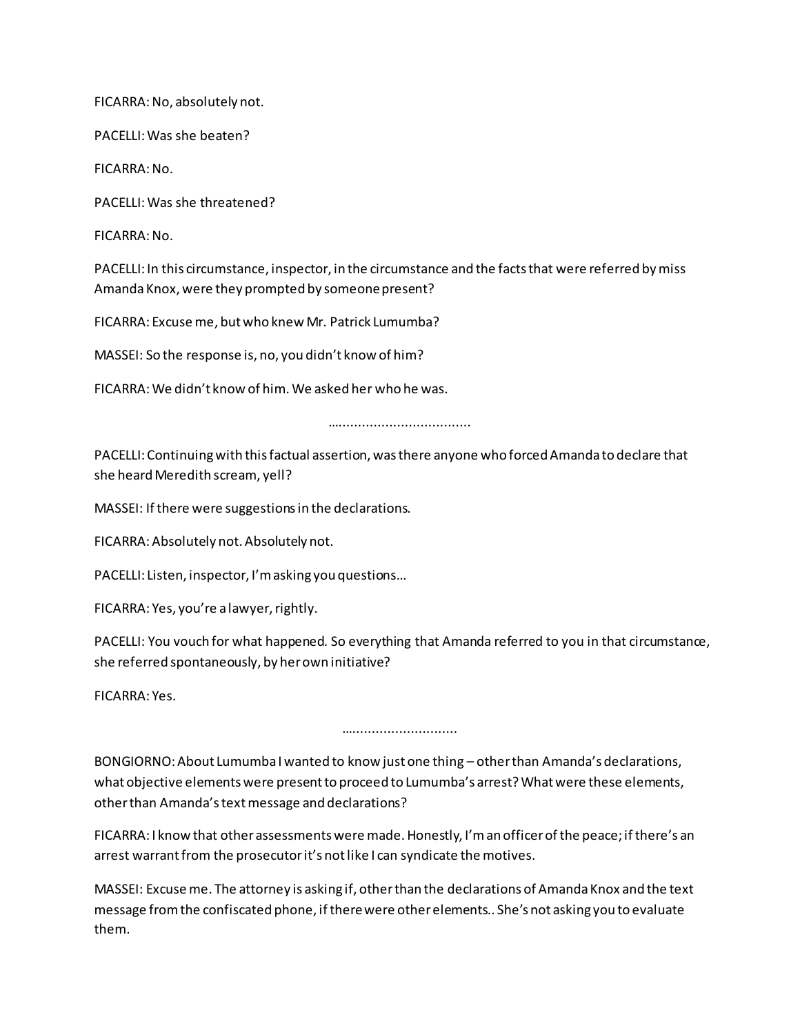FICARRA: No, absolutely not.

PACELLI: Was she beaten?

FICARRA: No.

PACELLI: Was she threatened?

FICARRA: No.

PACELLI: In this circumstance, inspector, in the circumstance and the facts that were referred by miss Amanda Knox, were they prompted by someone present?

FICARRA: Excuse me, but who knew Mr. Patrick Lumumba?

MASSEI: So the response is, no, you didn't know of him?

FICARRA: We didn't know of him. We asked her who he was.

......................................

PACELLI: Continuing with this factual assertion, was there anyone who forced Amanda to declare that she heard Meredith scream, yell?

MASSEI: If there were suggestions in the declarations.

FICARRA: Absolutely not. Absolutely not.

PACELLI: Listen, inspector, I'm asking you questions…

FICARRA: Yes, you're a lawyer, rightly.

PACELLI: You vouch for what happened. So everything that Amanda referred to you in that circumstance, she referred spontaneously, by her own initiative?

FICARRA: Yes.

…...........................

BONGIORNO: About Lumumba I wanted to know just one thing – other than Amanda's declarations, what objective elements were present to proceed to Lumumba's arrest? What were these elements, other than Amanda's text message and declarations?

FICARRA: I know that other assessments were made. Honestly, I'm an officer of the peace; if there's an arrest warrant from the prosecutor it's not like I can syndicate the motives.

MASSEI: Excuse me. The attorney is asking if, other than the declarations of Amanda Knox and the text message from the confiscated phone, if there were other elements.. She's not asking you to evaluate them.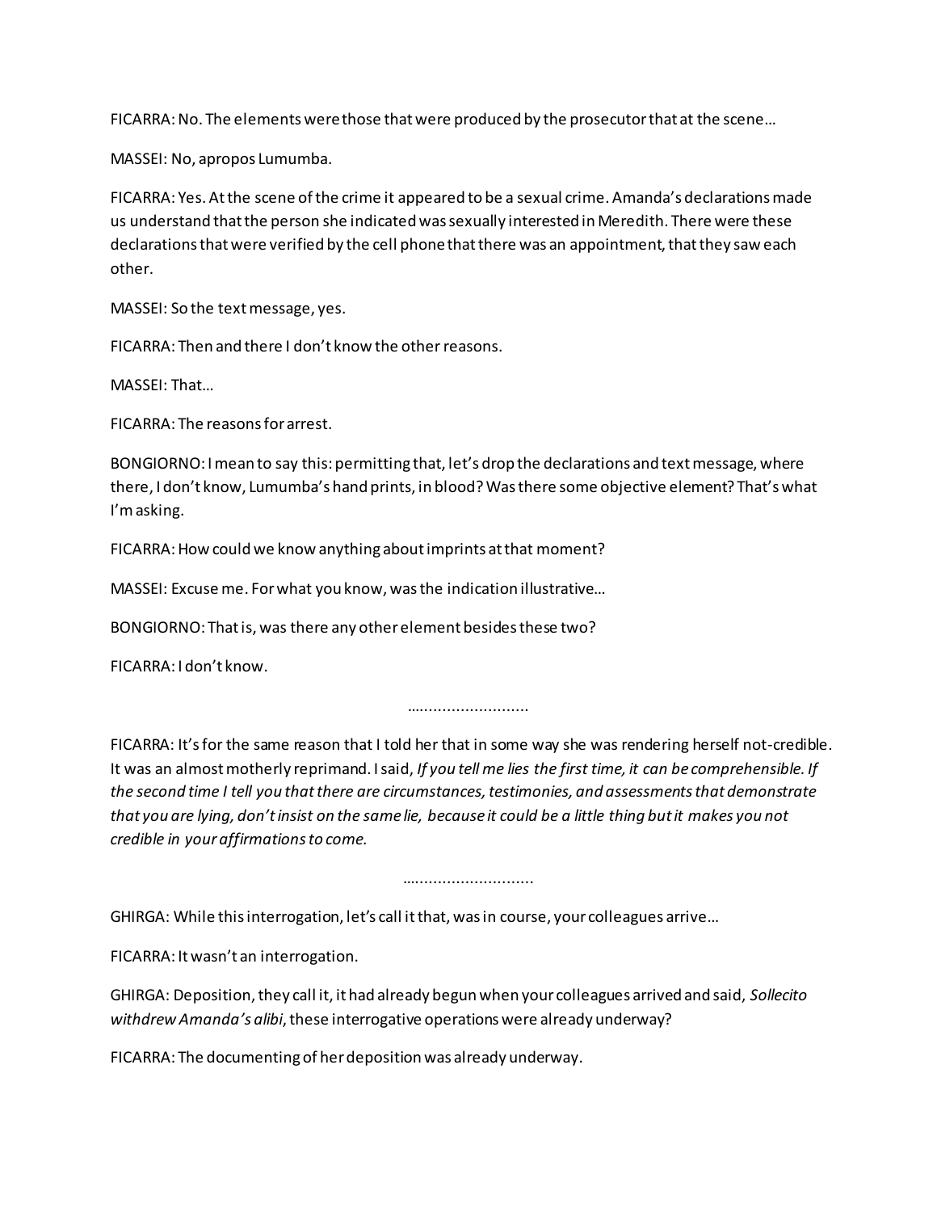FICARRA: No. The elements were those that were produced by the prosecutor that at the scene…

MASSEI: No, apropos Lumumba.

FICARRA: Yes. At the scene of the crime it appeared to be a sexual crime. Amanda's declarations made us understand that the person she indicated was sexually interested in Meredith. There were these declarations that were verified by the cell phone that there was an appointment, that they saw each other.

MASSEI: So the text message, yes.

FICARRA: Then and there I don't know the other reasons.

MASSEI: That…

FICARRA: The reasons for arrest.

BONGIORNO: I mean to say this: permitting that, let's drop the declarations and text message, where there, I don't know, Lumumba's hand prints, in blood? Was there some objective element? That's what I'm asking.

FICARRA: How could we know anything about imprints at that moment?

MASSEI: Excuse me. For what you know, was the indication illustrative…

BONGIORNO: That is, was there any other element besides these two?

FICARRA: I don't know.

…........................

FICARRA: It's for the same reason that I told her that in some way she was rendering herself not-credible. It was an almost motherly reprimand. I said, *If you tell me lies the first time, it can be comprehensible. If the second time I tell you that there are circumstances, testimonies, and assessments that demonstrate that you are lying, don't insist on the same lie, because it could be a little thing but it makes you not credible in your affirmations to come.*

…..........................

GHIRGA: While this interrogation, let's call it that, was in course, your colleagues arrive…

FICARRA: It wasn't an interrogation.

GHIRGA: Deposition, they call it, it had already begun when your colleagues arrived and said, *Sollecito withdrew Amanda's alibi*, these interrogative operations were already underway?

FICARRA: The documenting of her deposition was already underway.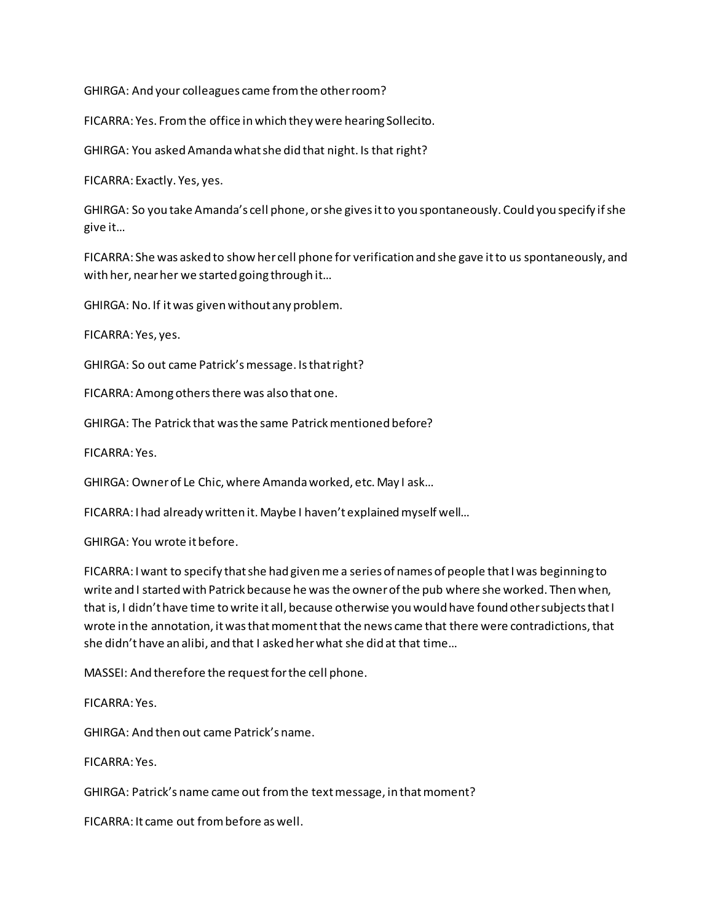GHIRGA: And your colleagues came from the other room?

FICARRA: Yes. From the office in which they were hearing Sollecito.

GHIRGA: You asked Amanda what she did that night. Is that right?

FICARRA: Exactly. Yes, yes.

GHIRGA: So you take Amanda's cell phone, or she gives it to you spontaneously. Could you specify if she give it…

FICARRA: She was asked to show her cell phone for verification and she gave it to us spontaneously, and with her, near her we started going through it…

GHIRGA: No. If it was given without any problem.

FICARRA: Yes, yes.

GHIRGA: So out came Patrick's message. Is that right?

FICARRA: Among others there was also that one.

GHIRGA: The Patrick that was the same Patrick mentioned before?

FICARRA: Yes.

GHIRGA: Owner of Le Chic, where Amanda worked, etc. May I ask…

FICARRA: I had already written it. Maybe I haven't explained myself well…

GHIRGA: You wrote it before.

FICARRA: I want to specify that she had given me a series of names of people that I was beginning to write and I started with Patrick because he was the owner of the pub where she worked. Then when, that is, I didn't have time to write it all, because otherwise you would have found other subjects that I wrote in the annotation, it was that moment that the news came that there were contradictions, that she didn't have an alibi, and that I asked her what she did at that time…

MASSEI: And therefore the request for the cell phone.

FICARRA: Yes.

GHIRGA: And then out came Patrick's name.

FICARRA: Yes.

GHIRGA: Patrick's name came out from the text message, in that moment?

FICARRA: It came out from before as well.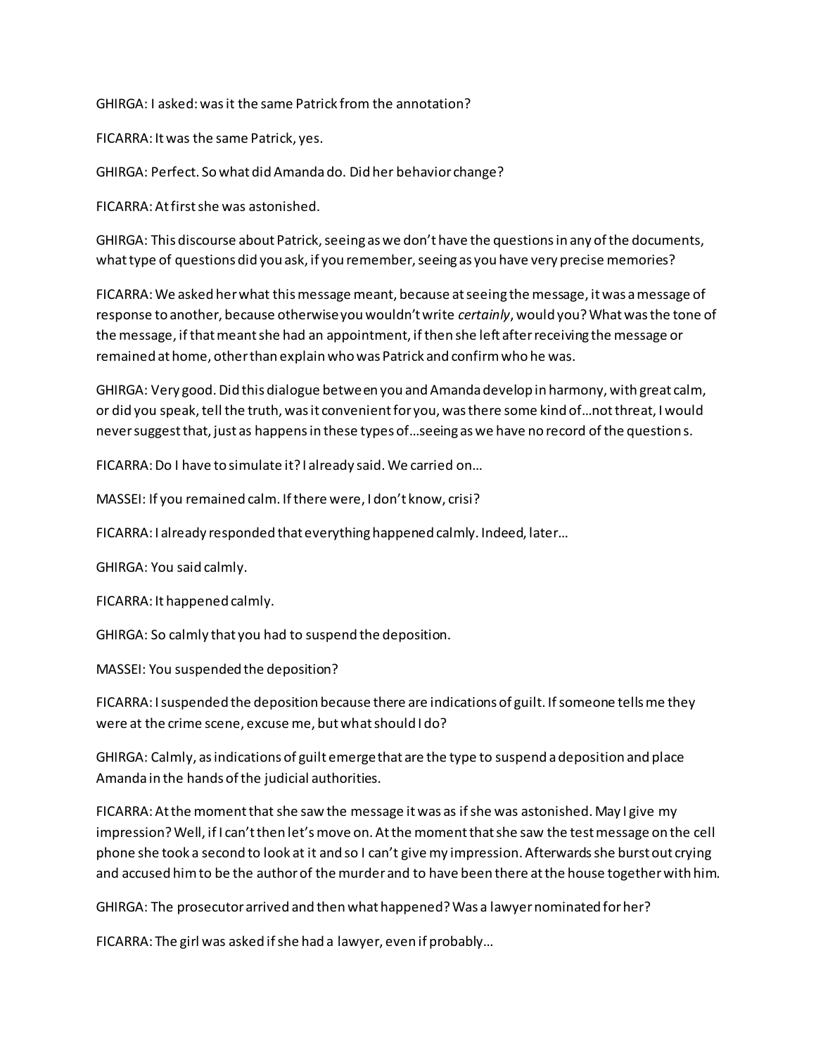GHIRGA: I asked: was it the same Patrick from the annotation?

FICARRA: It was the same Patrick, yes.

GHIRGA: Perfect. So what did Amanda do. Did her behavior change?

FICARRA: At first she was astonished.

GHIRGA: This discourse about Patrick, seeing as we don't have the questions in any of the documents, what type of questions did you ask, if you remember, seeing as you have very precise memories?

FICARRA: We asked her what this message meant, because at seeing the message, it was a message of response to another, because otherwise you wouldn't write *certainly*, would you? What was the tone of the message, if that meant she had an appointment, if then she left after receiving the message or remained at home, other than explain who was Patrick and confirm who he was.

GHIRGA: Very good. Did this dialogue between you and Amanda develop in harmony, with great calm, or did you speak, tell the truth, was it convenient for you, was there some kind of…not threat, I would never suggest that, just as happens in these types of…seeing as we have no record of the questions.

FICARRA: Do I have to simulate it? I already said. We carried on…

MASSEI: If you remained calm. If there were, I don't know, crisi?

FICARRA: I already responded that everything happened calmly. Indeed, later…

GHIRGA: You said calmly.

FICARRA: It happened calmly.

GHIRGA: So calmly that you had to suspend the deposition.

MASSEI: You suspended the deposition?

FICARRA: I suspended the deposition because there are indications of guilt. If someone tells me they were at the crime scene, excuse me, but what should I do?

GHIRGA: Calmly, as indications of guilt emerge that are the type to suspend a deposition and place Amanda in the hands of the judicial authorities.

FICARRA: At the moment that she saw the message it was as if she was astonished. May I give my impression? Well, if I can't then let's move on. At the moment that she saw the test message on the cell phone she took a second to look at it and so I can't give my impression. Afterwards she burst out crying and accused him to be the author of the murder and to have been there at the house together with him.

GHIRGA: The prosecutor arrived and then what happened? Was a lawyer nominated for her?

FICARRA: The girl was asked if she had a lawyer, even if probably…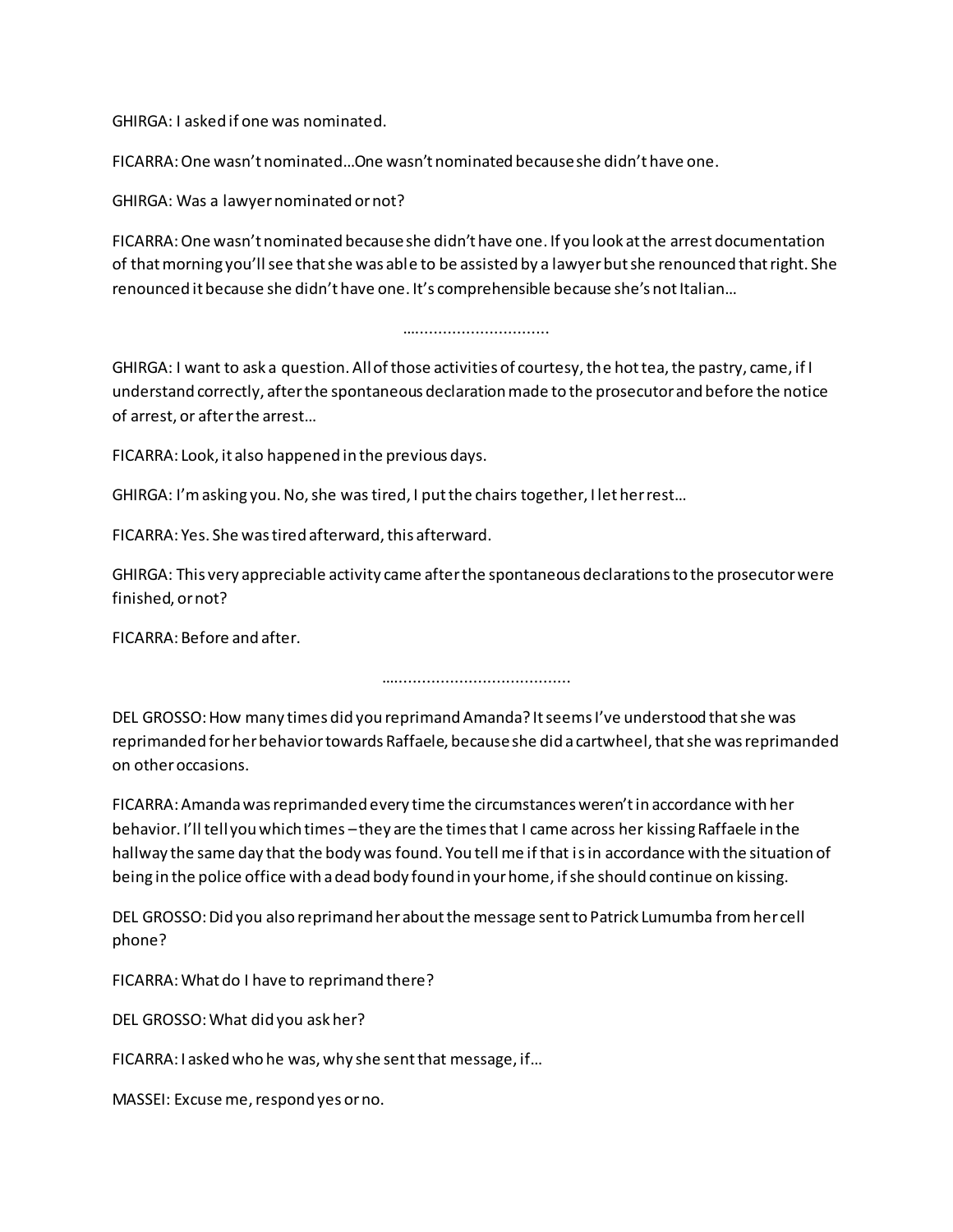GHIRGA: I asked if one was nominated.

FICARRA: One wasn't nominated…One wasn't nominated because she didn't have one.

GHIRGA: Was a lawyer nominated or not?

FICARRA: One wasn't nominated because she didn't have one. If you look at the arrest documentation of that morning you'll see that she was able to be assisted by a lawyer but she renounced that right. She renounced it because she didn't have one. It's comprehensible because she's not Italian…

…..............................

GHIRGA: I want to ask a question. All of those activities of courtesy, the hot tea, the pastry, came, if I understand correctly, after the spontaneous declaration made to the prosecutor and before the notice of arrest, or after the arrest…

FICARRA: Look, it also happened in the previous days.

GHIRGA: I'm asking you. No, she was tired, I put the chairs together, I let her rest…

FICARRA: Yes. She was tired afterward, this afterward.

GHIRGA: This very appreciable activity came after the spontaneous declarations to the prosecutor were finished, or not?

FICARRA: Before and after.

…....................................

DEL GROSSO: How many times did you reprimand Amanda? It seems I've understood that she was reprimanded for her behavior towards Raffaele, because she did a cartwheel, that she was reprimanded on other occasions.

FICARRA: Amanda was reprimanded every time the circumstances weren't in accordance with her behavior. I'll tell you which times – they are the times that I came across her kissing Raffaele in the hallway the same day that the body was found. You tell me if that is in accordance with the situation of being in the police office with a dead body found in your home, if she should continue on kissing.

DEL GROSSO: Did you also reprimand her about the message sent to Patrick Lumumba from her cell phone?

FICARRA: What do I have to reprimand there?

DEL GROSSO: What did you ask her?

FICARRA: I asked who he was, why she sent that message, if…

MASSEI: Excuse me, respond yes or no.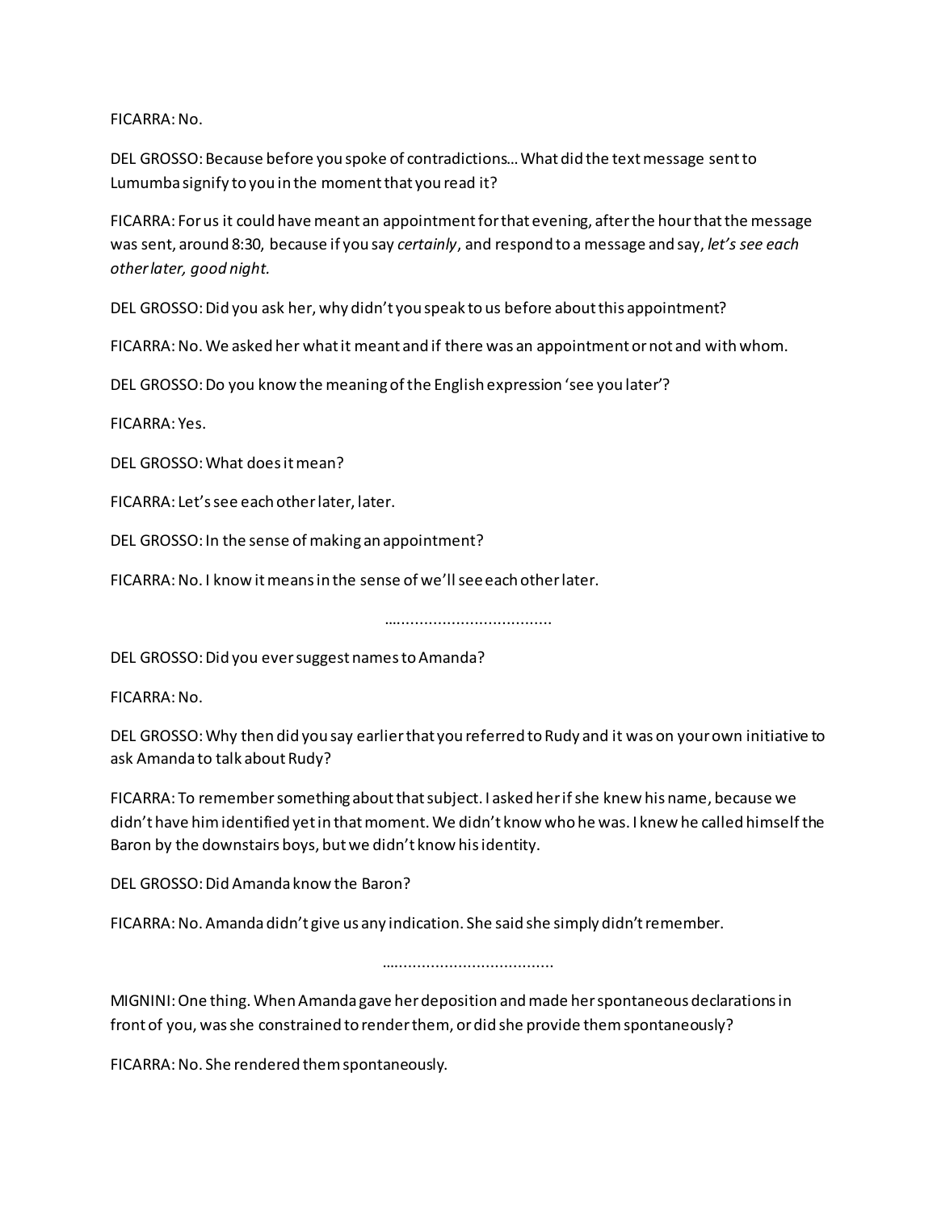FICARRA: No.

DEL GROSSO: Because before you spoke of contradictions… What did the text message sent to Lumumba signify to you in the moment that you read it?

FICARRA: For us it could have meant an appointment for that evening, after the hour that the message was sent, around 8:30, because if you say *certainly*, and respond to a message and say, *let's see each other later, good night.*

DEL GROSSO: Did you ask her, why didn't you speak to us before about this appointment?

FICARRA: No. We asked her what it meant and if there was an appointment or not and with whom.

DEL GROSSO: Do you know the meaning of the English expression 'see you later'?

FICARRA: Yes.

DEL GROSSO: What does it mean?

FICARRA: Let's see each other later, later.

DEL GROSSO: In the sense of making an appointment?

FICARRA: No. I know it means in the sense of we'll see each other later.

…………………………………

DEL GROSSO: Did you ever suggest names to Amanda?

FICARRA: No.

DEL GROSSO: Why then did you say earlier that you referred to Rudy and it was on your own initiative to ask Amanda to talk about Rudy?

FICARRA: To remember something about that subject. I asked her if she knew his name, because we didn't have him identified yet in that moment. We didn't know who he was. I knew he called himself the Baron by the downstairs boys, but we didn't know his identity.

DEL GROSSO: Did Amanda know the Baron?

FICARRA: No. Amanda didn't give us any indication. She said she simply didn't remember.

…………………………………

MIGNINI: One thing. When Amanda gave her deposition and made her spontaneous declarations in front of you, was she constrained to render them, or did she provide them spontaneously?

FICARRA: No. She rendered them spontaneously.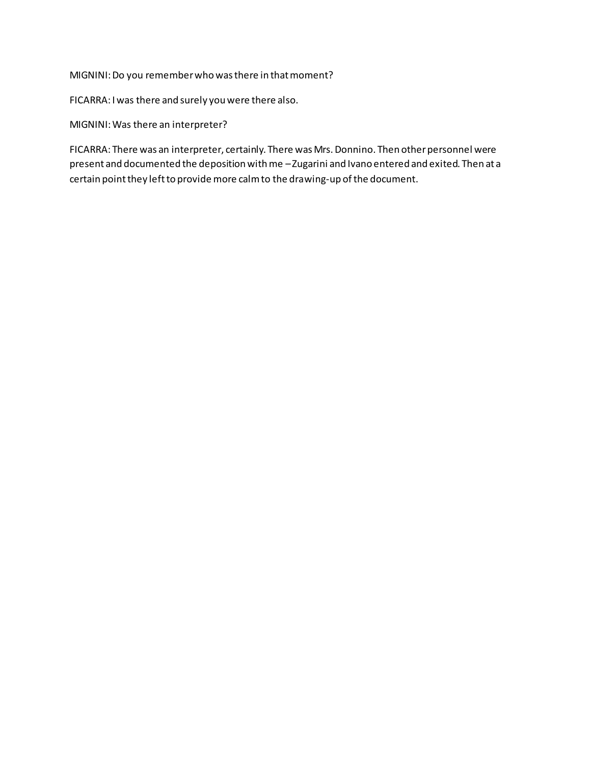MIGNINI: Do you remember who was there in that moment?

FICARRA: I was there and surely you were there also.

MIGNINI: Was there an interpreter?

FICARRA: There was an interpreter, certainly. There was Mrs. Donnino. Then other personnel were present and documented the deposition with me – Zugarini and Ivano entered and exited. Then at a certain point they left to provide more calm to the drawing-up of the document.